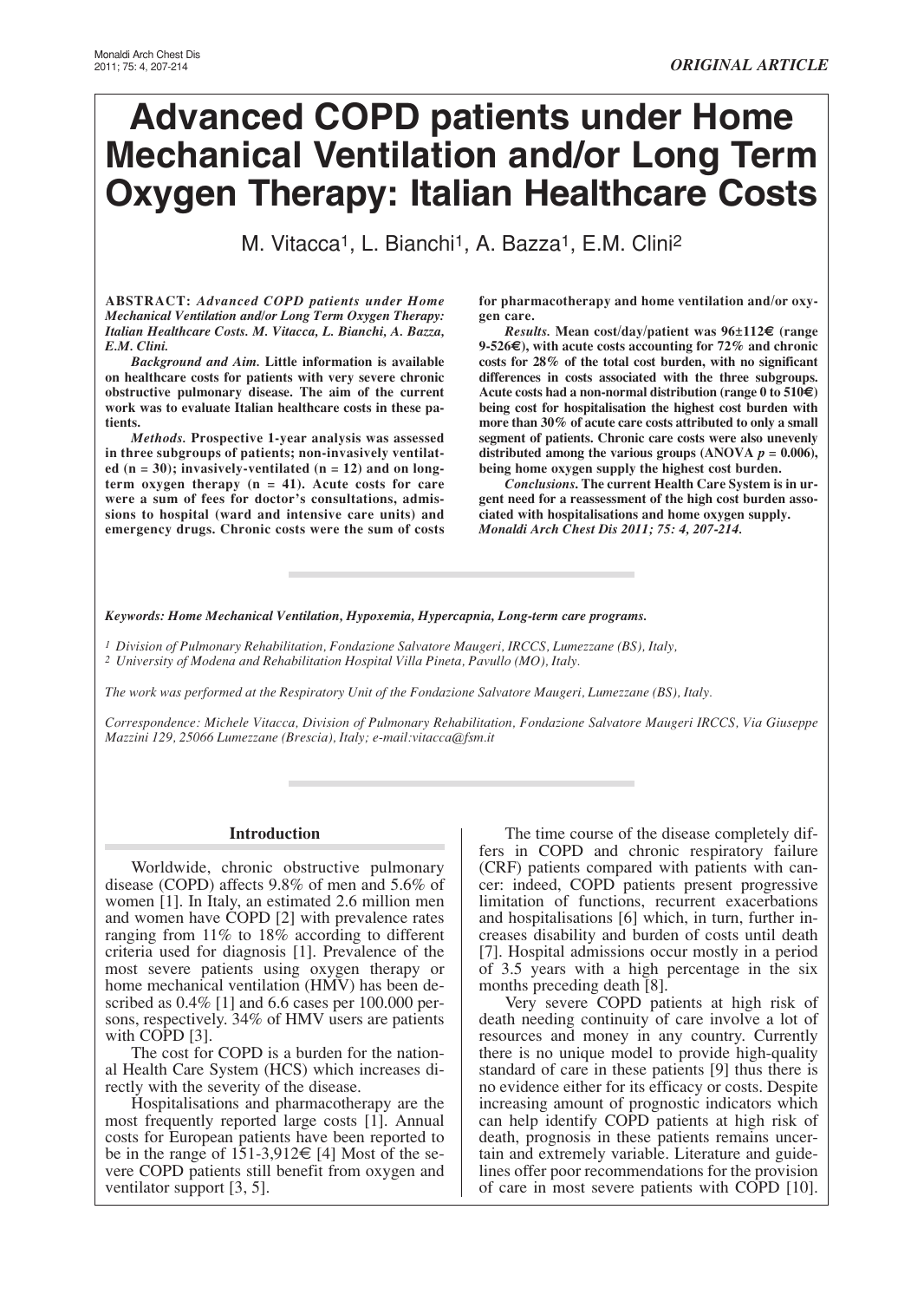ORIGINAL ARTICLE

# Advanced COPD patients under Home Mechanical Ventilation and/or Long Term Oxygen Therapy: Italian Healthcare Costs

M. Vitacca[1], L. Bianchi[1], A. Bazza[1], E.M. Clini[2]

**ABSTRACT:** ***Advanced COPD patients under Home Mechanical Ventilation and/or Long Term Oxygen Therapy: Italian Healthcare Costs. M. Vitacca, L. Bianchi, A. Bazza, E.M. Clini.***

***Background and Aim.*** **Little information is available on healthcare costs for patients with very severe chronic obstructive pulmonary disease. The aim of the current work was to evaluate Italian healthcare costs in these patients.**

***Methods.*** **Prospective 1-year analysis was assessed in three subgroups of patients; non-invasively ventilated (n = 30); invasively-ventilated (n = 12) and on long-term oxygen therapy (n = 41). Acute costs for care were a sum of fees for doctor's consultations, admissions to hospital (ward and intensive care units) and emergency drugs. Chronic costs were the sum of costs for pharmacotherapy and home ventilation and/or oxygen care.**

***Results.*** **Mean cost/day/patient was 96±112€ (range 9-526€), with acute costs accounting for 72% and chronic costs for 28% of the total cost burden, with no significant differences in costs associated with the three subgroups. Acute costs had a non-normal distribution (range 0 to 510€) being cost for hospitalisation the highest cost burden with more than 30% of acute care costs attributed to only a small segment of patients. Chronic care costs were also unevenly distributed among the various groups (ANOVA $p = 0.006$), being home oxygen supply the highest cost burden.**

***Conclusions.*** **The current Health Care System is in urgent need for a reassessment of the high cost burden associated with hospitalisations and home oxygen supply.** ***Monaldi Arch Chest Dis 2011; 75: 4, 207-214.***

***Keywords: Home Mechanical Ventilation, Hypoxemia, Hypercapnia, Long-term care programs.***

*[1] Division of Pulmonary Rehabilitation, Fondazione Salvatore Maugeri, IRCCS, Lumezzane (BS), Italy,*
*[2] University of Modena and Rehabilitation Hospital Villa Pineta, Pavullo (MO), Italy.*

*The work was performed at the Respiratory Unit of the Fondazione Salvatore Maugeri, Lumezzane (BS), Italy.*

*Correspondence: Michele Vitacca, Division of Pulmonary Rehabilitation, Fondazione Salvatore Maugeri IRCCS, Via Giuseppe Mazzini 129, 25066 Lumezzane (Brescia), Italy; e-mail:vitacca@fsm.it*

## Introduction

Worldwide, chronic obstructive pulmonary disease (COPD) affects 9.8% of men and 5.6% of women [1]. In Italy, an estimated 2.6 million men and women have COPD [2] with prevalence rates ranging from 11% to 18% according to different criteria used for diagnosis [1]. Prevalence of the most severe patients using oxygen therapy or home mechanical ventilation (HMV) has been described as 0.4% [1] and 6.6 cases per 100.000 persons, respectively. 34% of HMV users are patients with COPD [3].

The cost for COPD is a burden for the national Health Care System (HCS) which increases directly with the severity of the disease.

Hospitalisations and pharmacotherapy are the most frequently reported large costs [1]. Annual costs for European patients have been reported to be in the range of 151-3,912€ [4] Most of the severe COPD patients still benefit from oxygen and ventilator support [3, 5].

The time course of the disease completely differs in COPD and chronic respiratory failure (CRF) patients compared with patients with cancer: indeed, COPD patients present progressive limitation of functions, recurrent exacerbations and hospitalisations [6] which, in turn, further increases disability and burden of costs until death [7]. Hospital admissions occur mostly in a period of 3.5 years with a high percentage in the six months preceding death [8].

Very severe COPD patients at high risk of death needing continuity of care involve a lot of resources and money in any country. Currently there is no unique model to provide high-quality standard of care in these patients [9] thus there is no evidence either for its efficacy or costs. Despite increasing amount of prognostic indicators which can help identify COPD patients at high risk of death, prognosis in these patients remains uncertain and extremely variable. Literature and guidelines offer poor recommendations for the provision of care in most severe patients with COPD [10].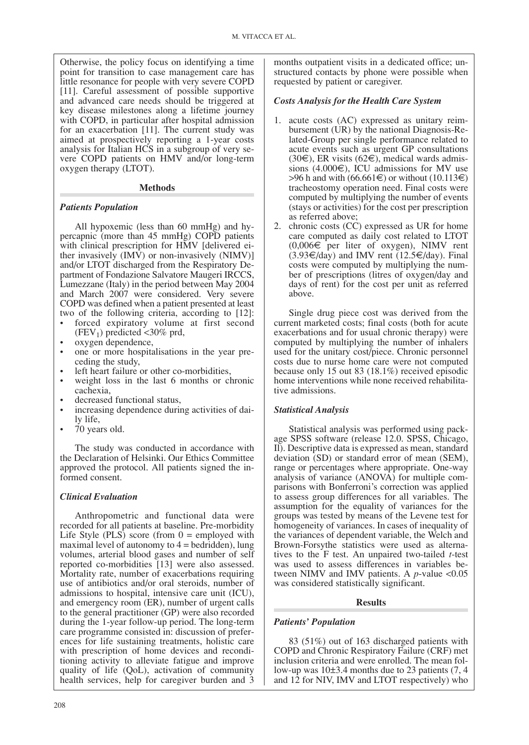Otherwise, the policy focus on identifying a time point for transition to case management care has little resonance for people with very severe COPD [11]. Careful assessment of possible supportive and advanced care needs should be triggered at key disease milestones along a lifetime journey with COPD, in particular after hospital admission for an exacerbation [11]. The current study was aimed at prospectively reporting a 1-year costs analysis for Italian HCS in a subgroup of very severe COPD patients on HMV and/or long-term oxygen therapy (LTOT).

## Methods

### *Patients Population*

All hypoxemic (less than 60 mmHg) and hypercapnic (more than 45 mmHg) COPD patients with clinical prescription for HMV [delivered either invasively (IMV) or non-invasively (NIMV)] and/or LTOT discharged from the Respiratory Department of Fondazione Salvatore Maugeri IRCCS, Lumezzane (Italy) in the period between May 2004 and March 2007 were considered. Very severe COPD was defined when a patient presented at least two of the following criteria, according to [12]:

- forced expiratory volume at first second ($FEV_1$) predicted <30% prd,
- oxygen dependence,
- one or more hospitalisations in the year preceding the study,
- left heart failure or other co-morbidities,
- weight loss in the last 6 months or chronic cachexia,
- decreased functional status,
- increasing dependence during activities of daily life,
- 70 years old.

The study was conducted in accordance with the Declaration of Helsinki. Our Ethics Committee approved the protocol. All patients signed the informed consent.

### *Clinical Evaluation*

Anthropometric and functional data were recorded for all patients at baseline. Pre-morbidity Life Style (PLS) score (from 0 = employed with maximal level of autonomy to 4 = bedridden), lung volumes, arterial blood gases and number of self reported co-morbidities [13] were also assessed. Mortality rate, number of exacerbations requiring use of antibiotics and/or oral steroids, number of admissions to hospital, intensive care unit (ICU), and emergency room (ER), number of urgent calls to the general practitioner (GP) were also recorded during the 1-year follow-up period. The long-term care programme consisted in: discussion of preferences for life sustaining treatments, holistic care with prescription of home devices and reconditioning activity to alleviate fatigue and improve quality of life (QoL), activation of community health services, help for caregiver burden and 3 months outpatient visits in a dedicated office; unstructured contacts by phone were possible when requested by patient or caregiver.

### *Costs Analysis for the Health Care System*

1. acute costs (AC) expressed as unitary reimbursement (UR) by the national Diagnosis-Related-Group per single performance related to acute events such as urgent GP consultations (30€), ER visits (62€), medical wards admissions (4.000€), ICU admissions for MV use >96 h and with (66.661€) or without (10.113€) tracheostomy operation need. Final costs were computed by multiplying the number of events (stays or activities) for the cost per prescription as referred above;
2. chronic costs (CC) expressed as UR for home care computed as daily cost related to LTOT (0,006€ per liter of oxygen), NIMV rent (3.93€/day) and IMV rent (12.5€/day). Final costs were computed by multiplying the number of prescriptions (litres of oxygen/day and days of rent) for the cost per unit as referred above.

Single drug piece cost was derived from the current marketed costs; final costs (both for acute exacerbations and for usual chronic therapy) were computed by multiplying the number of inhalers used for the unitary cost/piece. Chronic personnel costs due to nurse home care were not computed because only 15 out 83 (18.1%) received episodic home interventions while none received rehabilitative admissions.

### *Statistical Analysis*

Statistical analysis was performed using package SPSS software (release 12.0. SPSS, Chicago, Il). Descriptive data is expressed as mean, standard deviation (SD) or standard error of mean (SEM), range or percentages where appropriate. One-way analysis of variance (ANOVA) for multiple comparisons with Bonferroni's correction was applied to assess group differences for all variables. The assumption for the equality of variances for the groups was tested by means of the Levene test for homogeneity of variances. In cases of inequality of the variances of dependent variable, the Welch and Brown-Forsythe statistics were used as alternatives to the F test. An unpaired two-tailed *t*-test was used to assess differences in variables between NIMV and IMV patients. A $p$-value <0.05 was considered statistically significant.

## Results

### *Patients' Population*

83 (51%) out of 163 discharged patients with COPD and Chronic Respiratory Failure (CRF) met inclusion criteria and were enrolled. The mean follow-up was 10±3.4 months due to 23 patients (7, 4 and 12 for NIV, IMV and LTOT respectively) who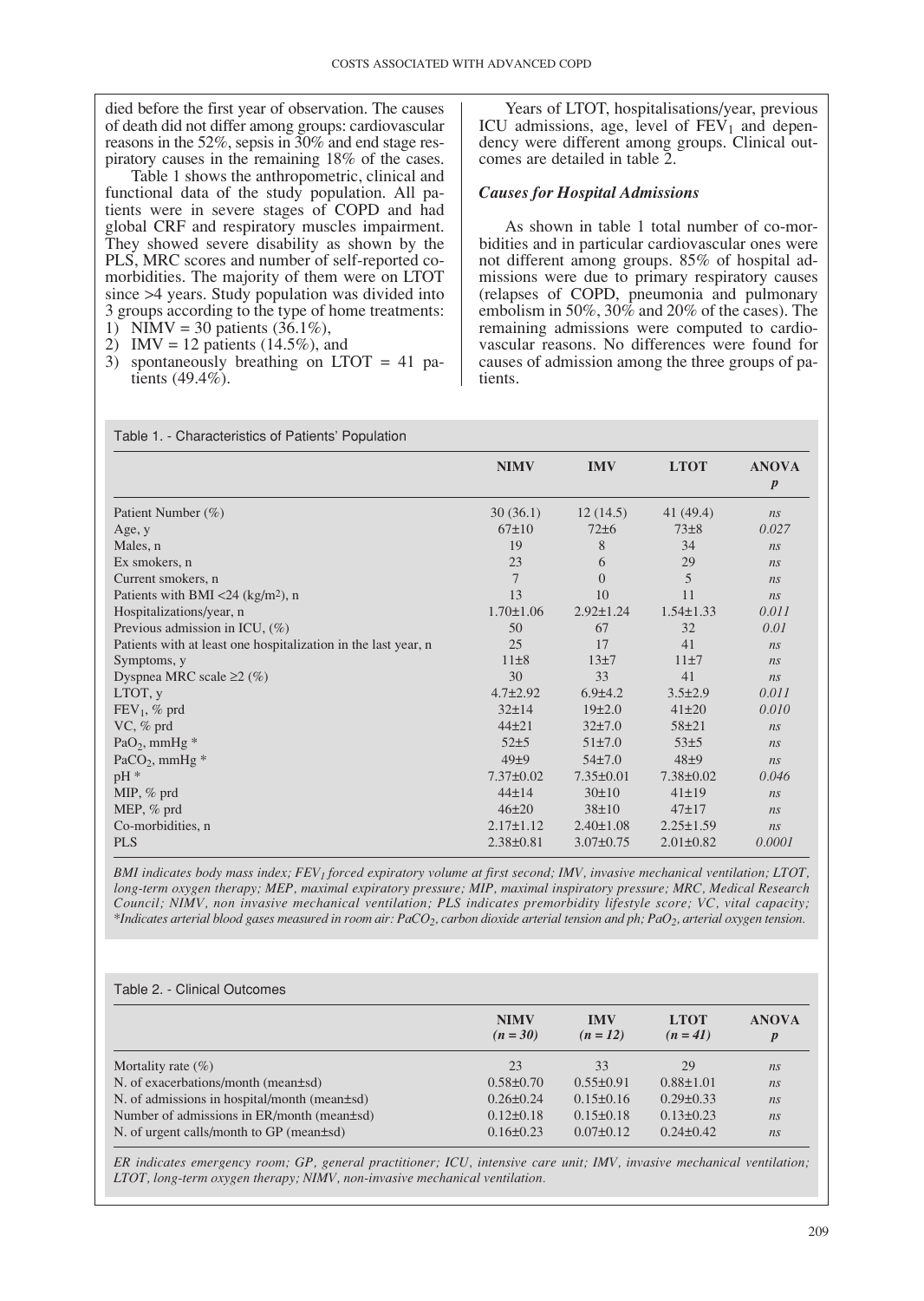died before the first year of observation. The causes of death did not differ among groups: cardiovascular reasons in the 52%, sepsis in 30% and end stage respiratory causes in the remaining 18% of the cases.

Table 1 shows the anthropometric, clinical and functional data of the study population. All patients were in severe stages of COPD and had global CRF and respiratory muscles impairment. They showed severe disability as shown by the PLS, MRC scores and number of self-reported co-morbidities. The majority of them were on LTOT since >4 years. Study population was divided into 3 groups according to the type of home treatments:

1) NIMV = 30 patients (36.1%),
2) IMV = 12 patients (14.5%), and
3) spontaneously breathing on LTOT = 41 patients (49.4%).

Years of LTOT, hospitalisations/year, previous ICU admissions, age, level of $FEV_1$ and dependency were different among groups. Clinical outcomes are detailed in table 2.

### *Causes for Hospital Admissions*

As shown in table 1 total number of co-morbidities and in particular cardiovascular ones were not different among groups. 85% of hospital admissions were due to primary respiratory causes (relapses of COPD, pneumonia and pulmonary embolism in 50%, 30% and 20% of the cases). The remaining admissions were computed to cardiovascular reasons. No differences were found for causes of admission among the three groups of patients.

Table 1. - Characteristics of Patients' Population

| | **NIMV** | **IMV** | **LTOT** | **ANOVA** ***p*** |
|---|---|---|---|---|
| Patient Number (%) | 30 (36.1) | 12 (14.5) | 41 (49.4) | *ns* |
| Age, y | 67±10 | 72±6 | 73±8 | *0.027* |
| Males, n | 19 | 8 | 34 | *ns* |
| Ex smokers, n | 23 | 6 | 29 | *ns* |
| Current smokers, n | 7 | 0 | 5 | *ns* |
| Patients with BMI <24 ($kg/m^2$), n | 13 | 10 | 11 | *ns* |
| Hospitalizations/year, n | 1.70±1.06 | 2.92±1.24 | 1.54±1.33 | *0.011* |
| Previous admission in ICU, (%) | 50 | 67 | 32 | *0.01* |
| Patients with at least one hospitalization in the last year, n | 25 | 17 | 41 | *ns* |
| Symptoms, y | 11±8 | 13±7 | 11±7 | *ns* |
| Dyspnea MRC scale ≥2 (%) | 30 | 33 | 41 | *ns* |
| LTOT, y | 4.7±2.92 | 6.9±4.2 | 3.5±2.9 | *0.011* |
| $FEV_1$, % prd | 32±14 | 19±2.0 | 41±20 | *0.010* |
| VC, % prd | 44±21 | 32±7.0 | 58±21 | *ns* |
| $PaO_2$, mmHg * | 52±5 | 51±7.0 | 53±5 | *ns* |
| $PaCO_2$, mmHg * | 49±9 | 54±7.0 | 48±9 | *ns* |
| pH * | 7.37±0.02 | 7.35±0.01 | 7.38±0.02 | *0.046* |
| MIP, % prd | 44±14 | 30±10 | 41±19 | *ns* |
| MEP, % prd | 46±20 | 38±10 | 47±17 | *ns* |
| Co-morbidities, n | 2.17±1.12 | 2.40±1.08 | 2.25±1.59 | *ns* |
| PLS | 2.38±0.81 | 3.07±0.75 | 2.01±0.82 | *0.0001* |

*BMI indicates body mass index; $FEV_1$ forced expiratory volume at first second; IMV, invasive mechanical ventilation; LTOT, long-term oxygen therapy; MEP, maximal expiratory pressure; MIP, maximal inspiratory pressure; MRC, Medical Research Council; NIMV, non invasive mechanical ventilation; PLS indicates premorbidity lifestyle score; VC, vital capacity; \*Indicates arterial blood gases measured in room air: $PaCO_2$, carbon dioxide arterial tension and ph; $PaO_2$, arterial oxygen tension.*

Table 2. - Clinical Outcomes

| | **NIMV** ***(n = 30)*** | **IMV** ***(n = 12)*** | **LTOT** ***(n = 41)*** | **ANOVA** ***p*** |
|---|---|---|---|---|
| Mortality rate (%) | 23 | 33 | 29 | *ns* |
| N. of exacerbations/month (mean±sd) | 0.58±0.70 | 0.55±0.91 | 0.88±1.01 | *ns* |
| N. of admissions in hospital/month (mean±sd) | 0.26±0.24 | 0.15±0.16 | 0.29±0.33 | *ns* |
| Number of admissions in ER/month (mean±sd) | 0.12±0.18 | 0.15±0.18 | 0.13±0.23 | *ns* |
| N. of urgent calls/month to GP (mean±sd) | 0.16±0.23 | 0.07±0.12 | 0.24±0.42 | *ns* |

*ER indicates emergency room; GP, general practitioner; ICU, intensive care unit; IMV, invasive mechanical ventilation; LTOT, long-term oxygen therapy; NIMV, non-invasive mechanical ventilation.*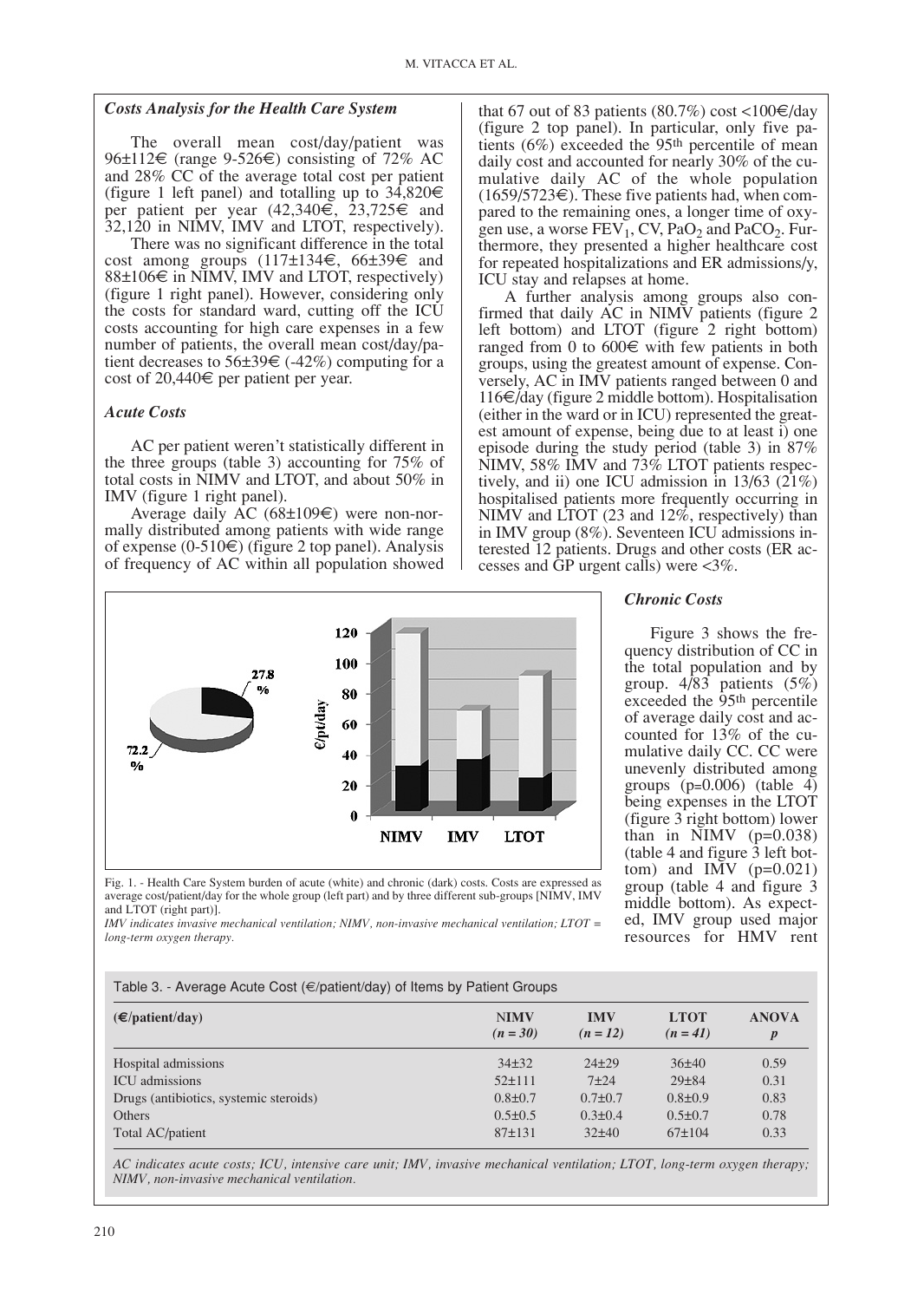### *Costs Analysis for the Health Care System*

The overall mean cost/day/patient was 96±112€ (range 9-526€) consisting of 72% AC and 28% CC of the average total cost per patient (figure 1 left panel) and totalling up to 34,820€ per patient per year (42,340€, 23,725€ and 32,120 in NIMV, IMV and LTOT, respectively).

There was no significant difference in the total cost among groups (117±134€, 66±39€ and 88±106€ in NIMV, IMV and LTOT, respectively) (figure 1 right panel). However, considering only the costs for standard ward, cutting off the ICU costs accounting for high care expenses in a few number of patients, the overall mean cost/day/patient decreases to 56±39€ (-42%) computing for a cost of 20,440€ per patient per year.

### *Acute Costs*

AC per patient weren't statistically different in the three groups (table 3) accounting for 75% of total costs in NIMV and LTOT, and about 50% in IMV (figure 1 right panel).

Average daily AC (68±109€) were non-normally distributed among patients with wide range of expense (0-510€) (figure 2 top panel). Analysis of frequency of AC within all population showed that 67 out of 83 patients (80.7%) cost <100€/day (figure 2 top panel). In particular, only five patients (6%) exceeded the 95th percentile of mean daily cost and accounted for nearly 30% of the cumulative daily AC of the whole population (1659/5723€). These five patients had, when compared to the remaining ones, a longer time of oxygen use, a worse $FEV_1$, CV, $PaO_2$ and $PaCO_2$. Furthermore, they presented a higher healthcare cost for repeated hospitalizations and ER admissions/y, ICU stay and relapses at home.

A further analysis among groups also confirmed that daily AC in NIMV patients (figure 2 left bottom) and LTOT (figure 2 right bottom) ranged from 0 to 600€ with few patients in both groups, using the greatest amount of expense. Conversely, AC in IMV patients ranged between 0 and 116€/day (figure 2 middle bottom). Hospitalisation (either in the ward or in ICU) represented the greatest amount of expense, being due to at least i) one episode during the study period (table 3) in 87% NIMV, 58% IMV and 73% LTOT patients respectively, and ii) one ICU admission in 13/63 (21%) hospitalised patients more frequently occurring in NIMV and LTOT (23 and 12%, respectively) than in IMV group (8%). Seventeen ICU admissions interested 12 patients. Drugs and other costs (ER accesses and GP urgent calls) were <3%.

Fig. 1. - Health Care System burden of acute (white) and chronic (dark) costs. Costs are expressed as average cost/patient/day for the whole group (left part) and by three different sub-groups [NIMV, IMV and LTOT (right part)].

*IMV indicates invasive mechanical ventilation; NIMV, non-invasive mechanical ventilation; LTOT = long-term oxygen therapy.*

### *Chronic Costs*

Figure 3 shows the frequency distribution of CC in the total population and by group. 4/83 patients (5%) exceeded the 95th percentile of average daily cost and accounted for 13% of the cumulative daily CC. CC were unevenly distributed among groups (p=0.006) (table 4) being expenses in the LTOT (figure 3 right bottom) lower than in NIMV (p=0.038) (table 4 and figure 3 left bottom) and IMV (p=0.021) group (table 4 and figure 3 middle bottom). As expected, IMV group used major resources for HMV rent

Table 3. - Average Acute Cost (€/patient/day) of Items by Patient Groups

| (€/patient/day) | NIMV (n = 30) | IMV (n = 12) | LTOT (n = 41) | ANOVA p |
|---|---|---|---|---|
| Hospital admissions | 34±32 | 24±29 | 36±40 | 0.59 |
| ICU admissions | 52±111 | 7±24 | 29±84 | 0.31 |
| Drugs (antibiotics, systemic steroids) | 0.8±0.7 | 0.7±0.7 | 0.8±0.9 | 0.83 |
| Others | 0.5±0.5 | 0.3±0.4 | 0.5±0.7 | 0.78 |
| Total AC/patient | 87±131 | 32±40 | 67±104 | 0.33 |

*AC indicates acute costs; ICU, intensive care unit; IMV, invasive mechanical ventilation; LTOT, long-term oxygen therapy; NIMV, non-invasive mechanical ventilation.*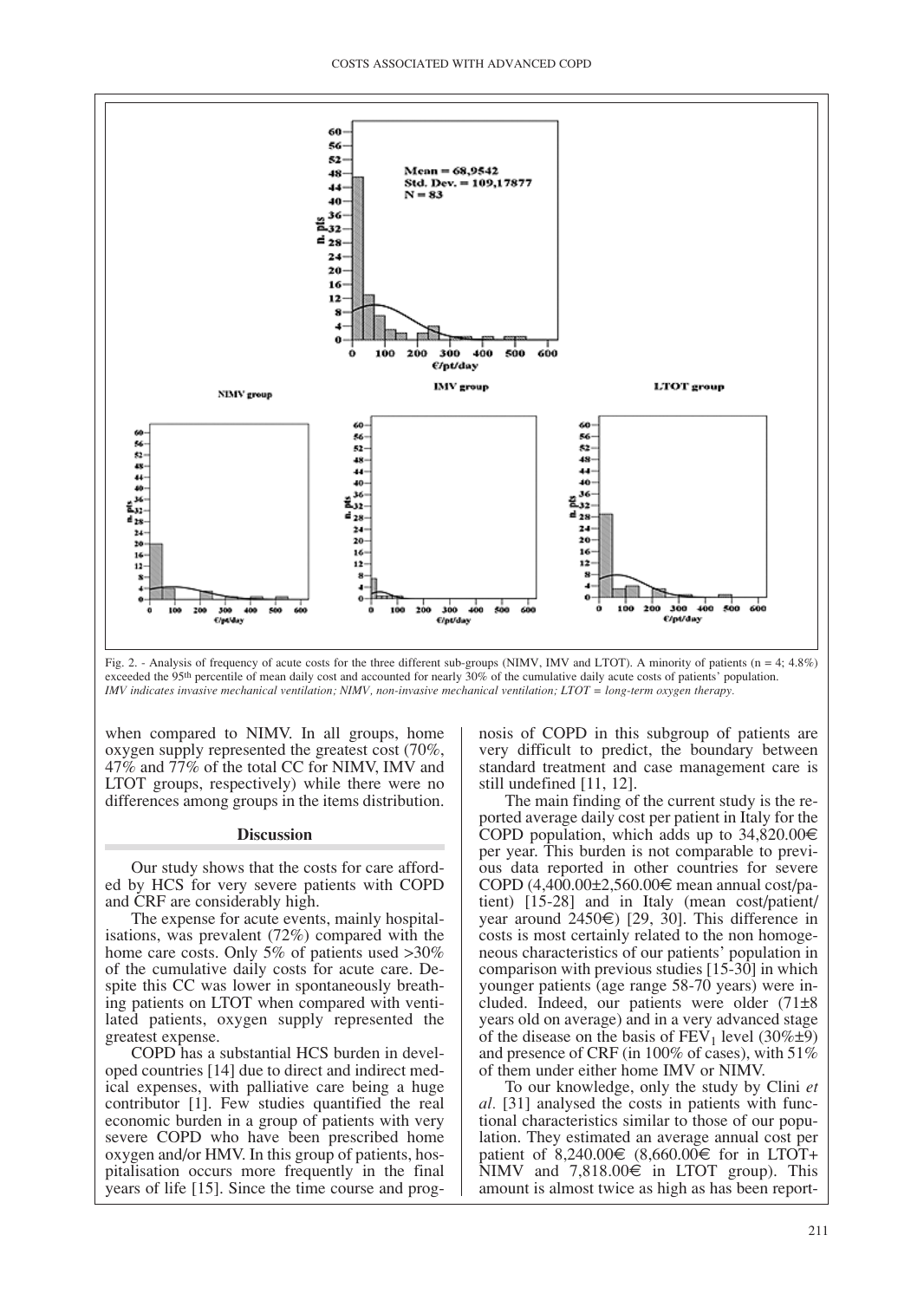Fig. 2. - Analysis of frequency of acute costs for the three different sub-groups (NIMV, IMV and LTOT). A minority of patients (n = 4; 4.8%) exceeded the 95th percentile of mean daily cost and accounted for nearly 30% of the cumulative daily acute costs of patients' population.
*IMV indicates invasive mechanical ventilation; NIMV, non-invasive mechanical ventilation; LTOT = long-term oxygen therapy.*

when compared to NIMV. In all groups, home oxygen supply represented the greatest cost (70%, 47% and 77% of the total CC for NIMV, IMV and LTOT groups, respectively) while there were no differences among groups in the items distribution.

## Discussion

Our study shows that the costs for care afforded by HCS for very severe patients with COPD and CRF are considerably high.

The expense for acute events, mainly hospitalisations, was prevalent (72%) compared with the home care costs. Only 5% of patients used >30% of the cumulative daily costs for acute care. Despite this CC was lower in spontaneously breathing patients on LTOT when compared with ventilated patients, oxygen supply represented the greatest expense.

COPD has a substantial HCS burden in developed countries [14] due to direct and indirect medical expenses, with palliative care being a huge contributor [1]. Few studies quantified the real economic burden in a group of patients with very severe COPD who have been prescribed home oxygen and/or HMV. In this group of patients, hospitalisation occurs more frequently in the final years of life [15]. Since the time course and prognosis of COPD in this subgroup of patients are very difficult to predict, the boundary between standard treatment and case management care is still undefined [11, 12].

The main finding of the current study is the reported average daily cost per patient in Italy for the COPD population, which adds up to 34,820.00€ per year. This burden is not comparable to previous data reported in other countries for severe COPD (4,400.00±2,560.00€ mean annual cost/patient) [15-28] and in Italy (mean cost/patient/year around 2450€) [29, 30]. This difference in costs is most certainly related to the non homogeneous characteristics of our patients' population in comparison with previous studies [15-30] in which younger patients (age range 58-70 years) were included. Indeed, our patients were older (71±8 years old on average) and in a very advanced stage of the disease on the basis of $FEV_1$ level (30%±9) and presence of CRF (in 100% of cases), with 51% of them under either home IMV or NIMV.

To our knowledge, only the study by Clini *et al.* [31] analysed the costs in patients with functional characteristics similar to those of our population. They estimated an average annual cost per patient of 8,240.00€ (8,660.00€ for in LTOT+NIMV and 7,818.00€ in LTOT group). This amount is almost twice as high as has been report-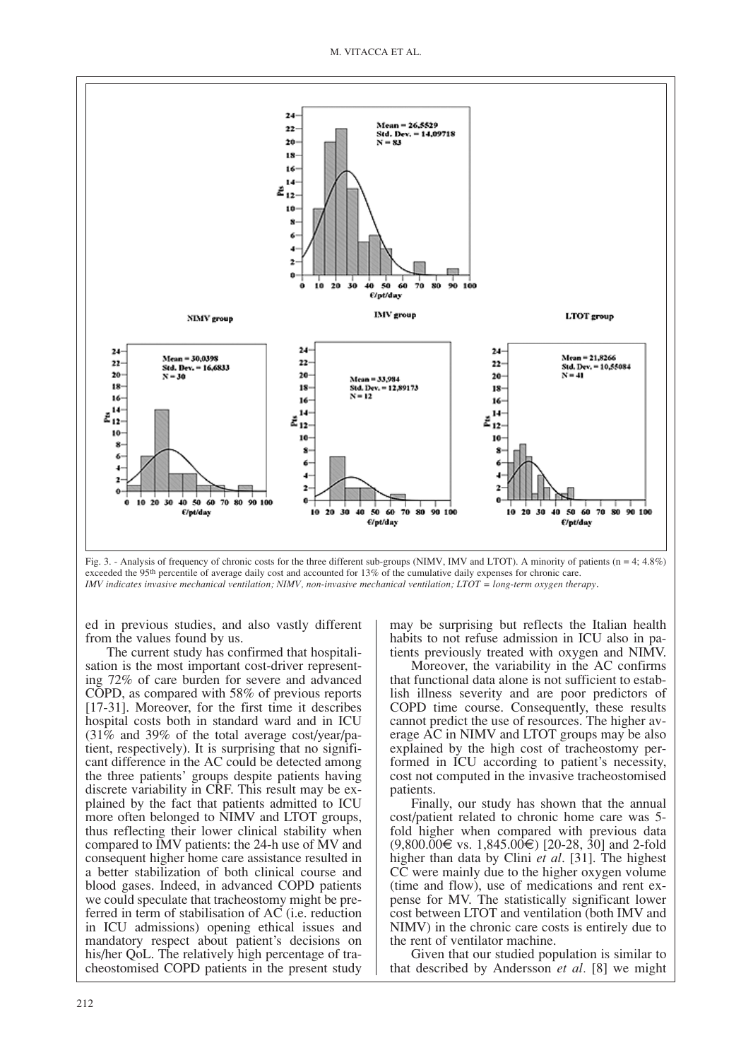Fig. 3. - Analysis of frequency of chronic costs for the three different sub-groups (NIMV, IMV and LTOT). A minority of patients (n = 4; 4.8%) exceeded the 95th percentile of average daily cost and accounted for 13% of the cumulative daily expenses for chronic care.
*IMV indicates invasive mechanical ventilation; NIMV, non-invasive mechanical ventilation; LTOT = long-term oxygen therapy*.

ed in previous studies, and also vastly different from the values found by us.

The current study has confirmed that hospitalisation is the most important cost-driver representing 72% of care burden for severe and advanced COPD, as compared with 58% of previous reports [17-31]. Moreover, for the first time it describes hospital costs both in standard ward and in ICU (31% and 39% of the total average cost/year/patient, respectively). It is surprising that no significant difference in the AC could be detected among the three patients' groups despite patients having discrete variability in CRF. This result may be explained by the fact that patients admitted to ICU more often belonged to NIMV and LTOT groups, thus reflecting their lower clinical stability when compared to IMV patients: the 24-h use of MV and consequent higher home care assistance resulted in a better stabilization of both clinical course and blood gases. Indeed, in advanced COPD patients we could speculate that tracheostomy might be preferred in term of stabilisation of AC (i.e. reduction in ICU admissions) opening ethical issues and mandatory respect about patient's decisions on his/her QoL. The relatively high percentage of tracheostomised COPD patients in the present study may be surprising but reflects the Italian health habits to not refuse admission in ICU also in patients previously treated with oxygen and NIMV.

Moreover, the variability in the AC confirms that functional data alone is not sufficient to establish illness severity and are poor predictors of COPD time course. Consequently, these results cannot predict the use of resources. The higher average AC in NIMV and LTOT groups may be also explained by the high cost of tracheostomy performed in ICU according to patient's necessity, cost not computed in the invasive tracheostomised patients.

Finally, our study has shown that the annual cost/patient related to chronic home care was 5-fold higher when compared with previous data (9,800.00€ vs. 1,845.00€) [20-28, 30] and 2-fold higher than data by Clini *et al*. [31]. The highest CC were mainly due to the higher oxygen volume (time and flow), use of medications and rent expense for MV. The statistically significant lower cost between LTOT and ventilation (both IMV and NIMV) in the chronic care costs is entirely due to the rent of ventilator machine.

Given that our studied population is similar to that described by Andersson *et al*. [8] we might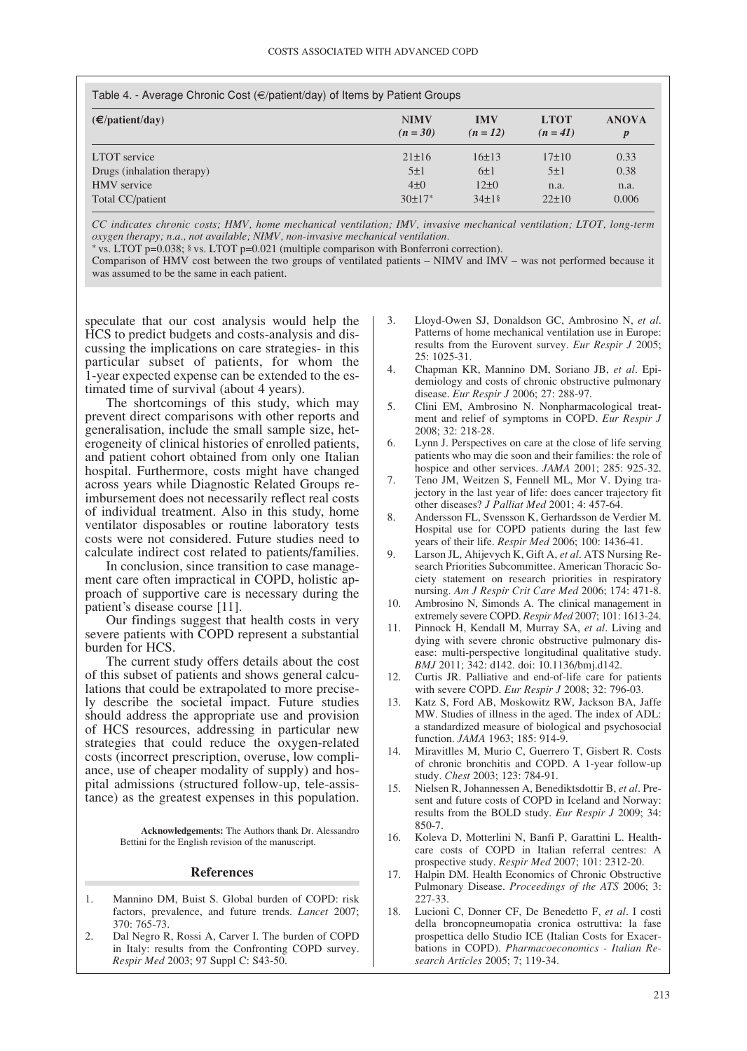Table 4. - Average Chronic Cost (€/patient/day) of Items by Patient Groups

| (€/patient/day) | NIMV (n = 30) | IMV (n = 12) | LTOT (n = 41) | ANOVA p |
|---|---|---|---|---|
| LTOT service | 21±16 | 16±13 | 17±10 | 0.33 |
| Drugs (inhalation therapy) | 5±1 | 6±1 | 5±1 | 0.38 |
| HMV service | 4±0 | 12±0 | n.a. | n.a. |
| Total CC/patient | 30±17* | 34±1§ | 22±10 | 0.006 |

*CC indicates chronic costs; HMV, home mechanical ventilation; IMV, invasive mechanical ventilation; LTOT, long-term oxygen therapy; n.a., not available; NIMV, non-invasive mechanical ventilation.*

\* vs. LTOT p=0.038; § vs. LTOT p=0.021 (multiple comparison with Bonferroni correction).

Comparison of HMV cost between the two groups of ventilated patients – NIMV and IMV – was not performed because it was assumed to be the same in each patient.

speculate that our cost analysis would help the HCS to predict budgets and costs-analysis and discussing the implications on care strategies- in this particular subset of patients, for whom the 1-year expected expense can be extended to the estimated time of survival (about 4 years).

The shortcomings of this study, which may prevent direct comparisons with other reports and generalisation, include the small sample size, heterogeneity of clinical histories of enrolled patients, and patient cohort obtained from only one Italian hospital. Furthermore, costs might have changed across years while Diagnostic Related Groups reimbursement does not necessarily reflect real costs of individual treatment. Also in this study, home ventilator disposables or routine laboratory tests costs were not considered. Future studies need to calculate indirect cost related to patients/families.

In conclusion, since transition to case management care often impractical in COPD, holistic approach of supportive care is necessary during the patient's disease course [11].

Our findings suggest that health costs in very severe patients with COPD represent a substantial burden for HCS.

The current study offers details about the cost of this subset of patients and shows general calculations that could be extrapolated to more precisely describe the societal impact. Future studies should address the appropriate use and provision of HCS resources, addressing in particular new strategies that could reduce the oxygen-related costs (incorrect prescription, overuse, low compliance, use of cheaper modality of supply) and hospital admissions (structured follow-up, tele-assistance) as the greatest expenses in this population.

**Acknowledgements:** The Authors thank Dr. Alessandro Bettini for the English revision of the manuscript.

## References

1. Mannino DM, Buist S. Global burden of COPD: risk factors, prevalence, and future trends. *Lancet* 2007; 370: 765-73.
2. Dal Negro R, Rossi A, Carver I. The burden of COPD in Italy: results from the Confronting COPD survey. *Respir Med* 2003; 97 Suppl C: S43-50.
3. Lloyd-Owen SJ, Donaldson GC, Ambrosino N, *et al*. Patterns of home mechanical ventilation use in Europe: results from the Eurovent survey. *Eur Respir J* 2005; 25: 1025-31.
4. Chapman KR, Mannino DM, Soriano JB, *et al*. Epidemiology and costs of chronic obstructive pulmonary disease. *Eur Respir J* 2006; 27: 288-97.
5. Clini EM, Ambrosino N. Nonpharmacological treatment and relief of symptoms in COPD. *Eur Respir J* 2008; 32: 218-28.
6. Lynn J. Perspectives on care at the close of life serving patients who may die soon and their families: the role of hospice and other services. *JAMA* 2001; 285: 925-32.
7. Teno JM, Weitzen S, Fennell ML, Mor V. Dying trajectory in the last year of life: does cancer trajectory fit other diseases? *J Palliat Med* 2001; 4: 457-64.
8. Andersson FL, Svensson K, Gerhardsson de Verdier M. Hospital use for COPD patients during the last few years of their life. *Respir Med* 2006; 100: 1436-41.
9. Larson JL, Ahijevych K, Gift A, *et al*. ATS Nursing Research Priorities Subcommittee. American Thoracic Society statement on research priorities in respiratory nursing. *Am J Respir Crit Care Med* 2006; 174: 471-8.
10. Ambrosino N, Simonds A. The clinical management in extremely severe COPD. *Respir Med* 2007; 101: 1613-24.
11. Pinnock H, Kendall M, Murray SA, *et al*. Living and dying with severe chronic obstructive pulmonary disease: multi-perspective longitudinal qualitative study. *BMJ* 2011; 342: d142. doi: 10.1136/bmj.d142.
12. Curtis JR. Palliative and end-of-life care for patients with severe COPD. *Eur Respir J* 2008; 32: 796-03.
13. Katz S, Ford AB, Moskowitz RW, Jackson BA, Jaffe MW. Studies of illness in the aged. The index of ADL: a standardized measure of biological and psychosocial function. *JAMA* 1963; 185: 914-9.
14. Miravitlles M, Murio C, Guerrero T, Gisbert R. Costs of chronic bronchitis and COPD. A 1-year follow-up study. *Chest* 2003; 123: 784-91.
15. Nielsen R, Johannessen A, Benediktsdottir B, *et al*. Present and future costs of COPD in Iceland and Norway: results from the BOLD study. *Eur Respir J* 2009; 34: 850-7.
16. Koleva D, Motterlini N, Banfi P, Garattini L. Healthcare costs of COPD in Italian referral centres: A prospective study. *Respir Med* 2007; 101: 2312-20.
17. Halpin DM. Health Economics of Chronic Obstructive Pulmonary Disease. *Proceedings of the ATS* 2006; 3: 227-33.
18. Lucioni C, Donner CF, De Benedetto F, *et al*. I costi della broncopneumopatia cronica ostruttiva: la fase prospettica dello Studio ICE (Italian Costs for Exacerbations in COPD). *Pharmacoeconomics - Italian Research Articles* 2005; 7; 119-34.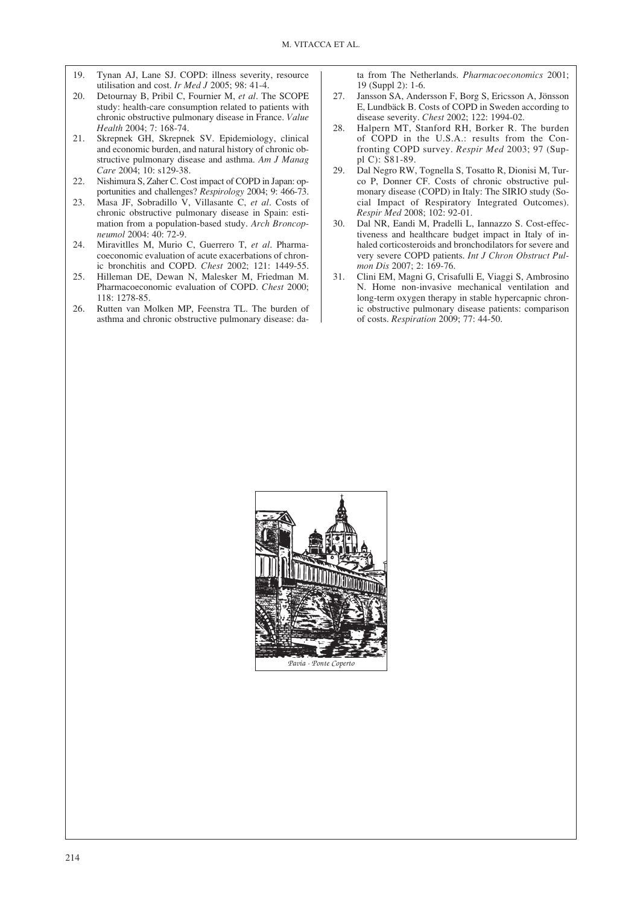19. Tynan AJ, Lane SJ. COPD: illness severity, resource utilisation and cost. *Ir Med J* 2005; 98: 41-4.
20. Detournay B, Pribil C, Fournier M, *et al*. The SCOPE study: health-care consumption related to patients with chronic obstructive pulmonary disease in France. *Value Health* 2004; 7: 168-74.
21. Skrepnek GH, Skrepnek SV. Epidemiology, clinical and economic burden, and natural history of chronic obstructive pulmonary disease and asthma. *Am J Manag Care* 2004; 10: s129-38.
22. Nishimura S, Zaher C. Cost impact of COPD in Japan: opportunities and challenges? *Respirology* 2004; 9: 466-73.
23. Masa JF, Sobradillo V, Villasante C, *et al*. Costs of chronic obstructive pulmonary disease in Spain: estimation from a population-based study. *Arch Bronconeumol* 2004: 40: 72-9.
24. Miravitlles M, Murio C, Guerrero T, *et al*. Pharmacoeconomic evaluation of acute exacerbations of chronic bronchitis and COPD. *Chest* 2002; 121: 1449-55.
25. Hilleman DE, Dewan N, Malesker M, Friedman M. Pharmacoeconomic evaluation of COPD. *Chest* 2000; 118: 1278-85.
26. Rutten van Molken MP, Feenstra TL. The burden of asthma and chronic obstructive pulmonary disease: data from The Netherlands. *Pharmacoeconomics* 2001; 19 (Suppl 2): 1-6.
27. Jansson SA, Andersson F, Borg S, Ericsson A, Jönsson E, Lundbäck B. Costs of COPD in Sweden according to disease severity. *Chest* 2002; 122: 1994-02.
28. Halpern MT, Stanford RH, Borker R. The burden of COPD in the U.S.A.: results from the Confronting COPD survey. *Respir Med* 2003; 97 (Suppl C): S81-89.
29. Dal Negro RW, Tognella S, Tosatto R, Dionisi M, Turco P, Donner CF. Costs of chronic obstructive pulmonary disease (COPD) in Italy: The SIRIO study (Social Impact of Respiratory Integrated Outcomes). *Respir Med* 2008; 102: 92-01.
30. Dal NR, Eandi M, Pradelli L, Iannazzo S. Cost-effectiveness and healthcare budget impact in Italy of inhaled corticosteroids and bronchodilators for severe and very severe COPD patients. *Int J Chron Obstruct Pulmon Dis* 2007; 2: 169-76.
31. Clini EM, Magni G, Crisafulli E, Viaggi S, Ambrosino N. Home non-invasive mechanical ventilation and long-term oxygen therapy in stable hypercapnic chronic obstructive pulmonary disease patients: comparison of costs. *Respiration* 2009; 77: 44-50.

*Pavia - Ponte Coperto*